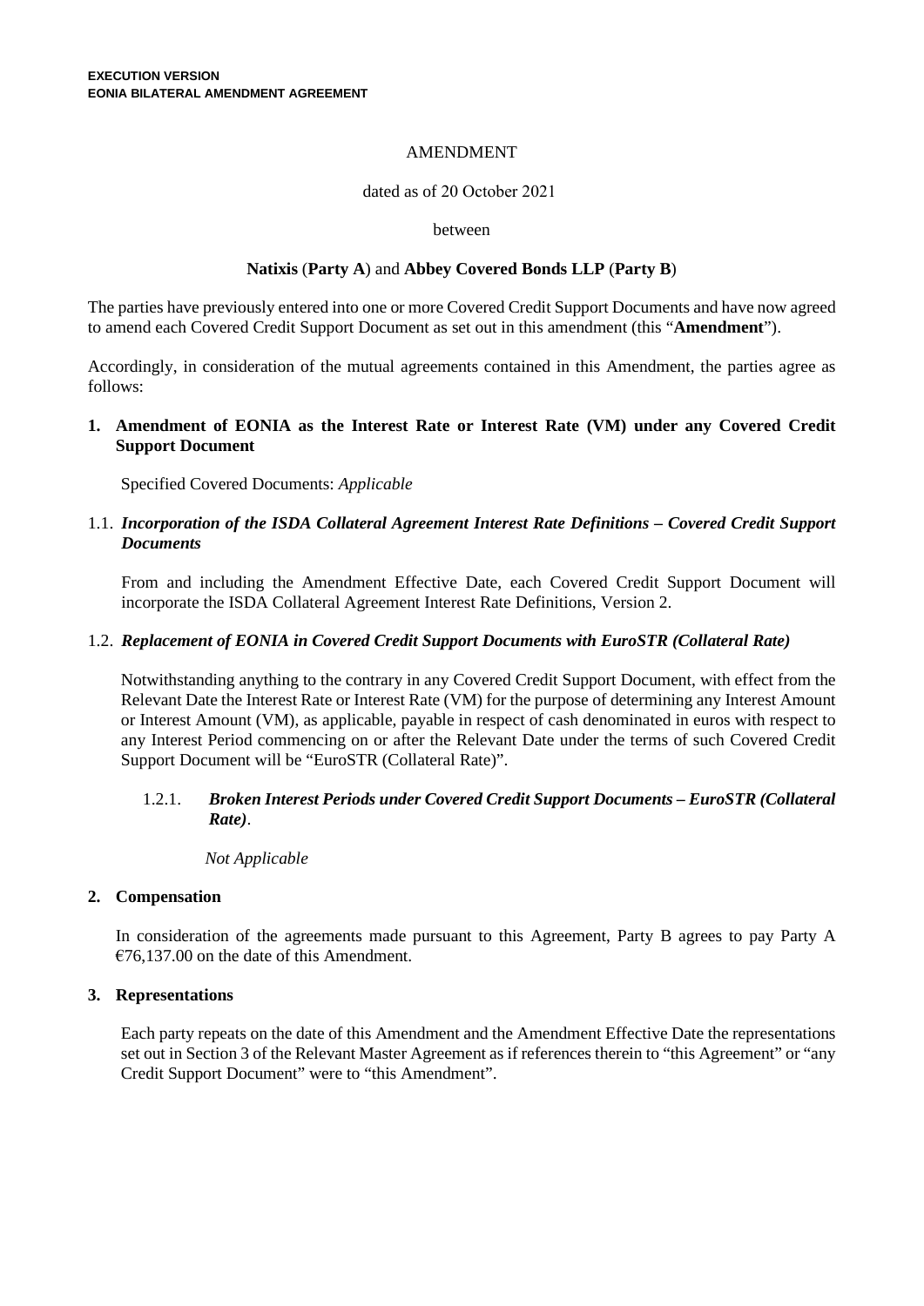**EXECUTION VERSION**
**EONIA BILATERAL AMENDMENT AGREEMENT**

AMENDMENT

dated as of 20 October 2021

between

**Natixis** (**Party A**) and **Abbey Covered Bonds LLP** (**Party B**)

The parties have previously entered into one or more Covered Credit Support Documents and have now agreed to amend each Covered Credit Support Document as set out in this amendment (this "**Amendment**").

Accordingly, in consideration of the mutual agreements contained in this Amendment, the parties agree as follows:

## 1. Amendment of EONIA as the Interest Rate or Interest Rate (VM) under any Covered Credit Support Document

Specified Covered Documents: *Applicable*

### 1.1. *Incorporation of the ISDA Collateral Agreement Interest Rate Definitions – Covered Credit Support Documents*

From and including the Amendment Effective Date, each Covered Credit Support Document will incorporate the ISDA Collateral Agreement Interest Rate Definitions, Version 2.

### 1.2. *Replacement of EONIA in Covered Credit Support Documents with EuroSTR (Collateral Rate)*

Notwithstanding anything to the contrary in any Covered Credit Support Document, with effect from the Relevant Date the Interest Rate or Interest Rate (VM) for the purpose of determining any Interest Amount or Interest Amount (VM), as applicable, payable in respect of cash denominated in euros with respect to any Interest Period commencing on or after the Relevant Date under the terms of such Covered Credit Support Document will be "EuroSTR (Collateral Rate)".

#### 1.2.1. *Broken Interest Periods under Covered Credit Support Documents – EuroSTR (Collateral Rate)*.

*Not Applicable*

## 2. Compensation

In consideration of the agreements made pursuant to this Agreement, Party B agrees to pay Party A €76,137.00 on the date of this Amendment.

## 3. Representations

Each party repeats on the date of this Amendment and the Amendment Effective Date the representations set out in Section 3 of the Relevant Master Agreement as if references therein to "this Agreement" or "any Credit Support Document" were to "this Amendment".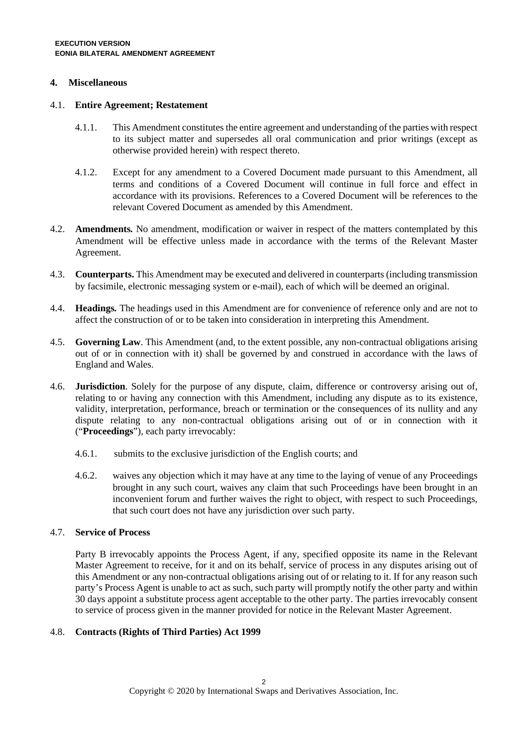## 4. Miscellaneous

### 4.1. Entire Agreement; Restatement

4.1.1. This Amendment constitutes the entire agreement and understanding of the parties with respect to its subject matter and supersedes all oral communication and prior writings (except as otherwise provided herein) with respect thereto.

4.1.2. Except for any amendment to a Covered Document made pursuant to this Amendment, all terms and conditions of a Covered Document will continue in full force and effect in accordance with its provisions. References to a Covered Document will be references to the relevant Covered Document as amended by this Amendment.

4.2. **Amendments.** No amendment, modification or waiver in respect of the matters contemplated by this Amendment will be effective unless made in accordance with the terms of the Relevant Master Agreement.

4.3. **Counterparts.** This Amendment may be executed and delivered in counterparts (including transmission by facsimile, electronic messaging system or e-mail), each of which will be deemed an original.

4.4. **Headings.** The headings used in this Amendment are for convenience of reference only and are not to affect the construction of or to be taken into consideration in interpreting this Amendment.

4.5. **Governing Law**. This Amendment (and, to the extent possible, any non-contractual obligations arising out of or in connection with it) shall be governed by and construed in accordance with the laws of England and Wales.

4.6. **Jurisdiction**. Solely for the purpose of any dispute, claim, difference or controversy arising out of, relating to or having any connection with this Amendment, including any dispute as to its existence, validity, interpretation, performance, breach or termination or the consequences of its nullity and any dispute relating to any non-contractual obligations arising out of or in connection with it ("**Proceedings**"), each party irrevocably:

4.6.1. submits to the exclusive jurisdiction of the English courts; and

4.6.2. waives any objection which it may have at any time to the laying of venue of any Proceedings brought in any such court, waives any claim that such Proceedings have been brought in an inconvenient forum and further waives the right to object, with respect to such Proceedings, that such court does not have any jurisdiction over such party.

### 4.7. Service of Process

Party B irrevocably appoints the Process Agent, if any, specified opposite its name in the Relevant Master Agreement to receive, for it and on its behalf, service of process in any disputes arising out of this Amendment or any non-contractual obligations arising out of or relating to it. If for any reason such party's Process Agent is unable to act as such, such party will promptly notify the other party and within 30 days appoint a substitute process agent acceptable to the other party. The parties irrevocably consent to service of process given in the manner provided for notice in the Relevant Master Agreement.

### 4.8. Contracts (Rights of Third Parties) Act 1999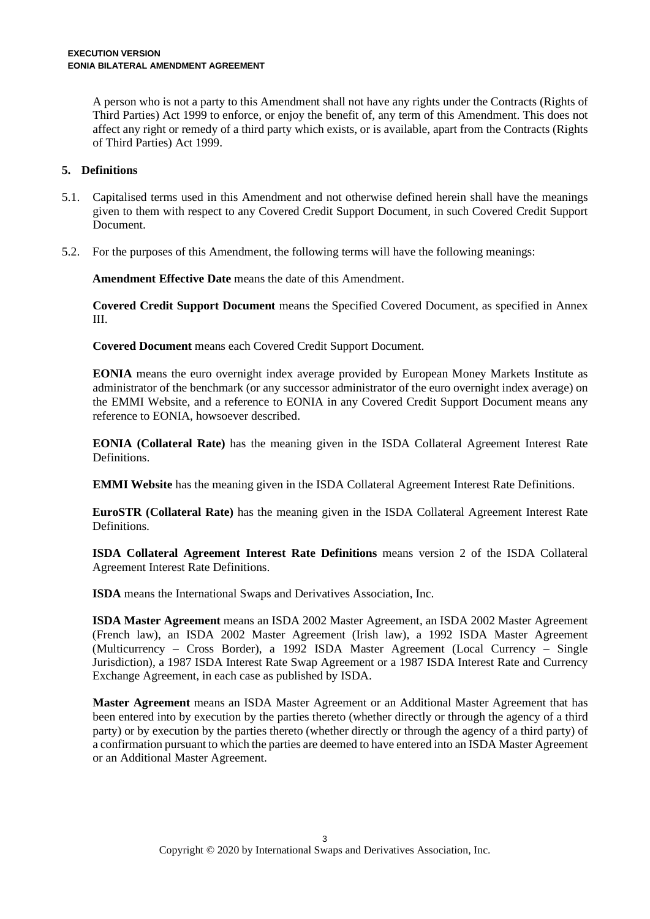A person who is not a party to this Amendment shall not have any rights under the Contracts (Rights of Third Parties) Act 1999 to enforce, or enjoy the benefit of, any term of this Amendment. This does not affect any right or remedy of a third party which exists, or is available, apart from the Contracts (Rights of Third Parties) Act 1999.

## 5. Definitions

5.1. Capitalised terms used in this Amendment and not otherwise defined herein shall have the meanings given to them with respect to any Covered Credit Support Document, in such Covered Credit Support Document.

5.2. For the purposes of this Amendment, the following terms will have the following meanings:

**Amendment Effective Date** means the date of this Amendment.

**Covered Credit Support Document** means the Specified Covered Document, as specified in Annex III.

**Covered Document** means each Covered Credit Support Document.

**EONIA** means the euro overnight index average provided by European Money Markets Institute as administrator of the benchmark (or any successor administrator of the euro overnight index average) on the EMMI Website, and a reference to EONIA in any Covered Credit Support Document means any reference to EONIA, howsoever described.

**EONIA (Collateral Rate)** has the meaning given in the ISDA Collateral Agreement Interest Rate Definitions.

**EMMI Website** has the meaning given in the ISDA Collateral Agreement Interest Rate Definitions.

**EuroSTR (Collateral Rate)** has the meaning given in the ISDA Collateral Agreement Interest Rate Definitions.

**ISDA Collateral Agreement Interest Rate Definitions** means version 2 of the ISDA Collateral Agreement Interest Rate Definitions.

**ISDA** means the International Swaps and Derivatives Association, Inc.

**ISDA Master Agreement** means an ISDA 2002 Master Agreement, an ISDA 2002 Master Agreement (French law), an ISDA 2002 Master Agreement (Irish law), a 1992 ISDA Master Agreement (Multicurrency – Cross Border), a 1992 ISDA Master Agreement (Local Currency – Single Jurisdiction), a 1987 ISDA Interest Rate Swap Agreement or a 1987 ISDA Interest Rate and Currency Exchange Agreement, in each case as published by ISDA.

**Master Agreement** means an ISDA Master Agreement or an Additional Master Agreement that has been entered into by execution by the parties thereto (whether directly or through the agency of a third party) or by execution by the parties thereto (whether directly or through the agency of a third party) of a confirmation pursuant to which the parties are deemed to have entered into an ISDA Master Agreement or an Additional Master Agreement.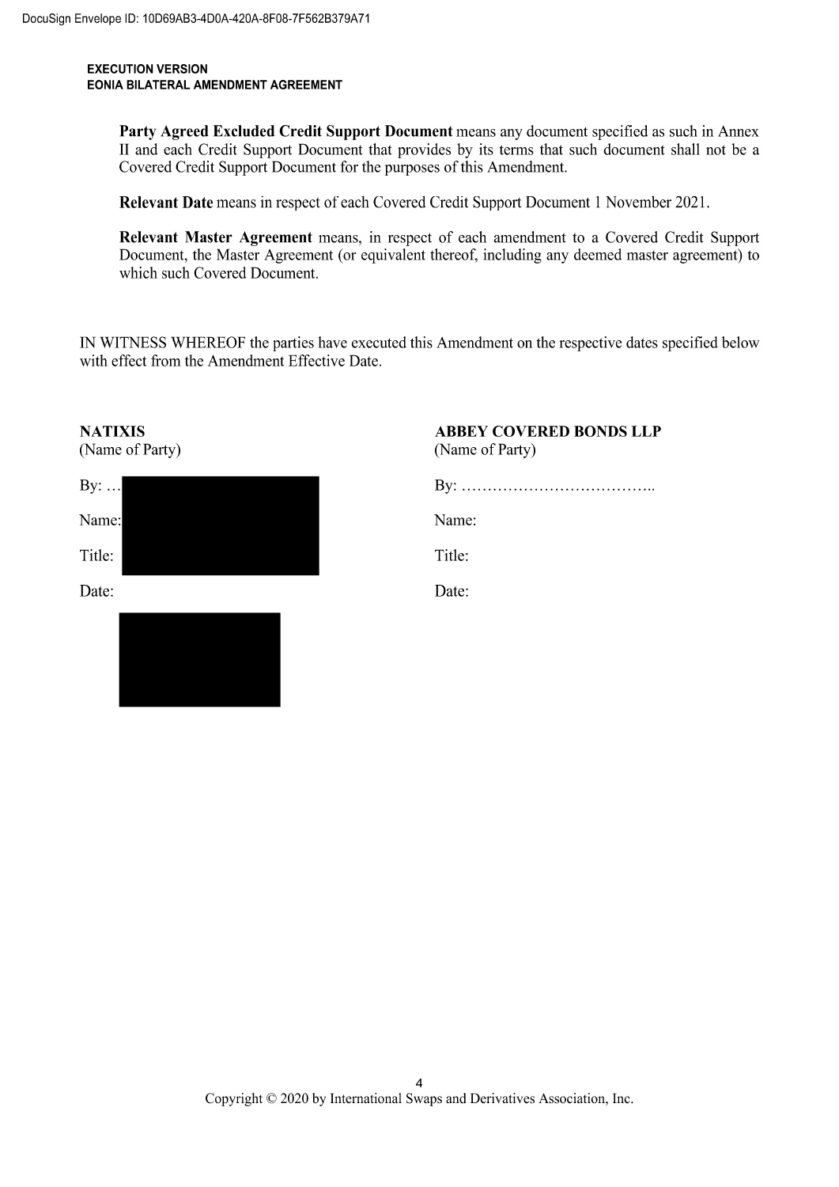**Party Agreed Excluded Credit Support Document** means any document specified as such in Annex II and each Credit Support Document that provides by its terms that such document shall not be a Covered Credit Support Document for the purposes of this Amendment.

**Relevant Date** means in respect of each Covered Credit Support Document 1 November 2021.

**Relevant Master Agreement** means, in respect of each amendment to a Covered Credit Support Document, the Master Agreement (or equivalent thereof, including any deemed master agreement) to which such Covered Document.

IN WITNESS WHEREOF the parties have executed this Amendment on the respective dates specified below with effect from the Amendment Effective Date.

| **NATIXIS** | **ABBEY COVERED BONDS LLP** |
|---|---|
| (Name of Party) | (Name of Party) |
| By: … | By: ……………………………….. |
| Name: | Name: |
| Title: | Title: |
| Date: | Date: |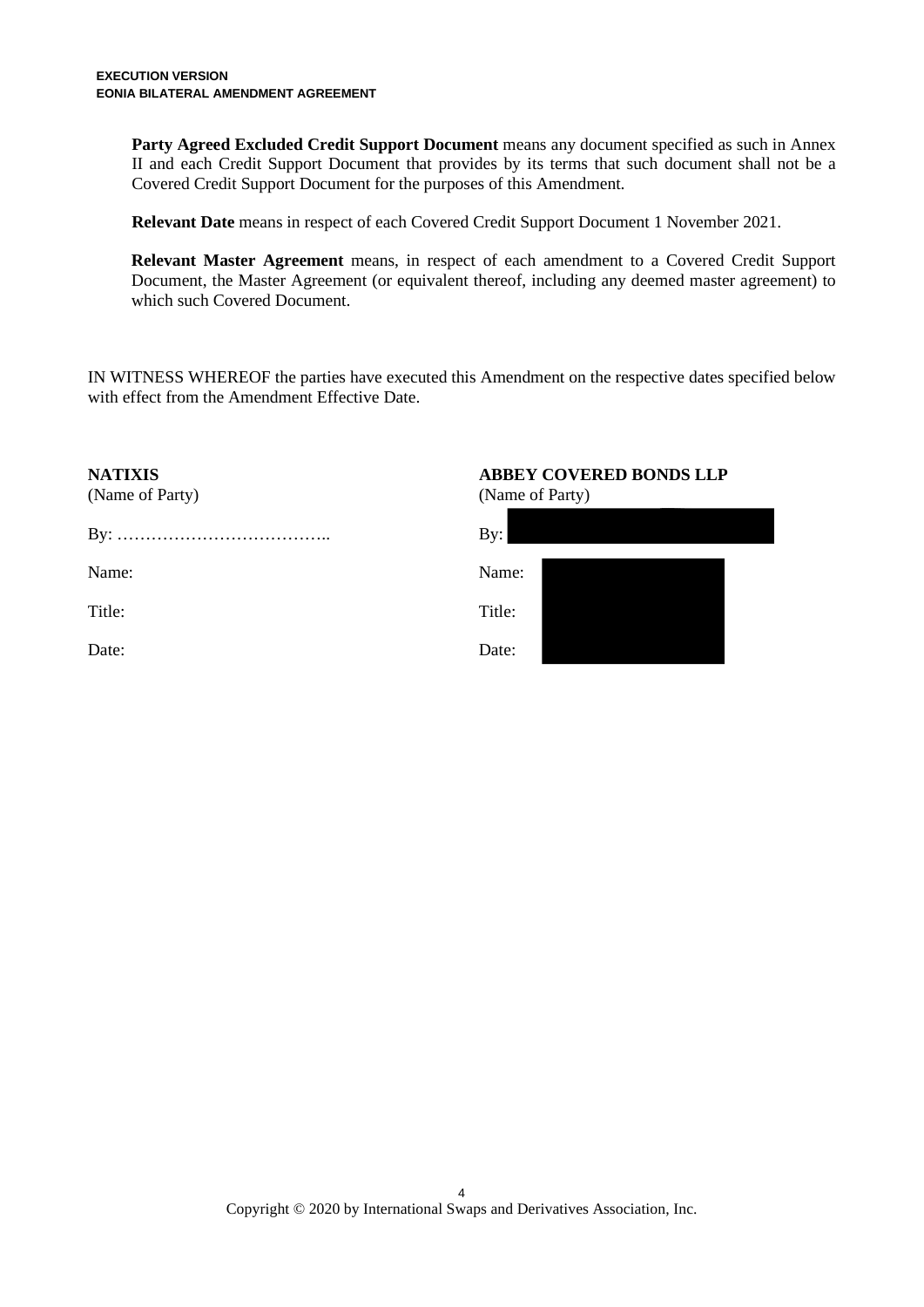**Party Agreed Excluded Credit Support Document** means any document specified as such in Annex II and each Credit Support Document that provides by its terms that such document shall not be a Covered Credit Support Document for the purposes of this Amendment.

**Relevant Date** means in respect of each Covered Credit Support Document 1 November 2021.

**Relevant Master Agreement** means, in respect of each amendment to a Covered Credit Support Document, the Master Agreement (or equivalent thereof, including any deemed master agreement) to which such Covered Document.

IN WITNESS WHEREOF the parties have executed this Amendment on the respective dates specified below with effect from the Amendment Effective Date.

**NATIXIS**
(Name of Party)

By: ………………………………..

Name:

Title:

Date:

**ABBEY COVERED BONDS LLP**
(Name of Party)

By:

Name:

Title:

Date: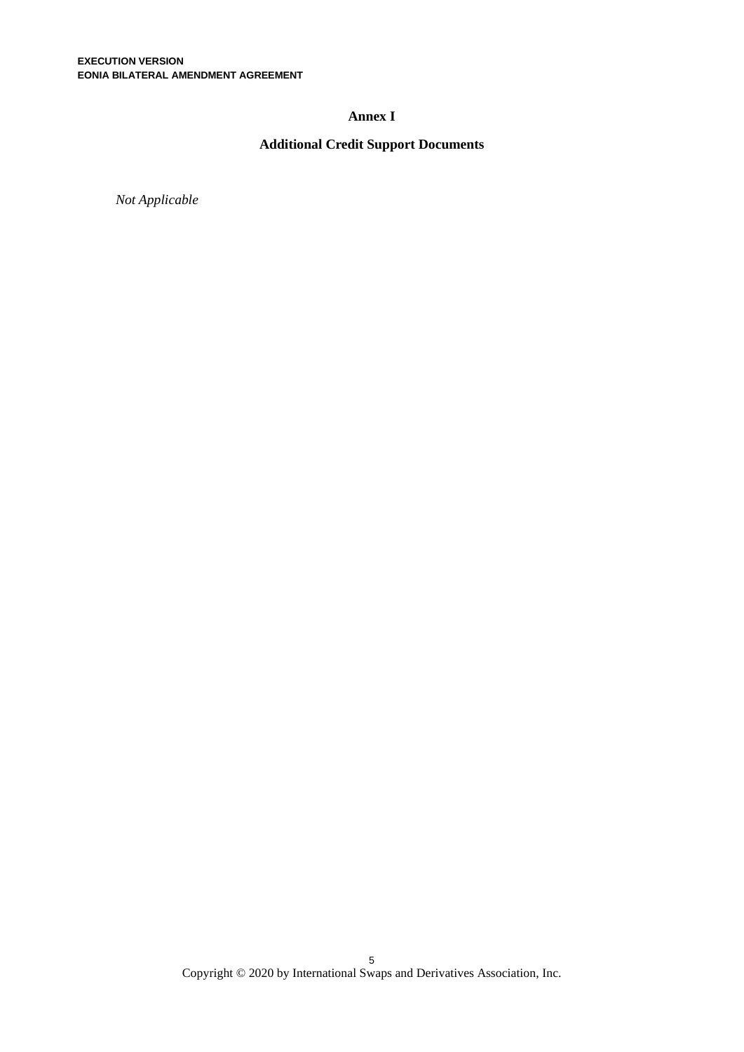## Annex I

### Additional Credit Support Documents

*Not Applicable*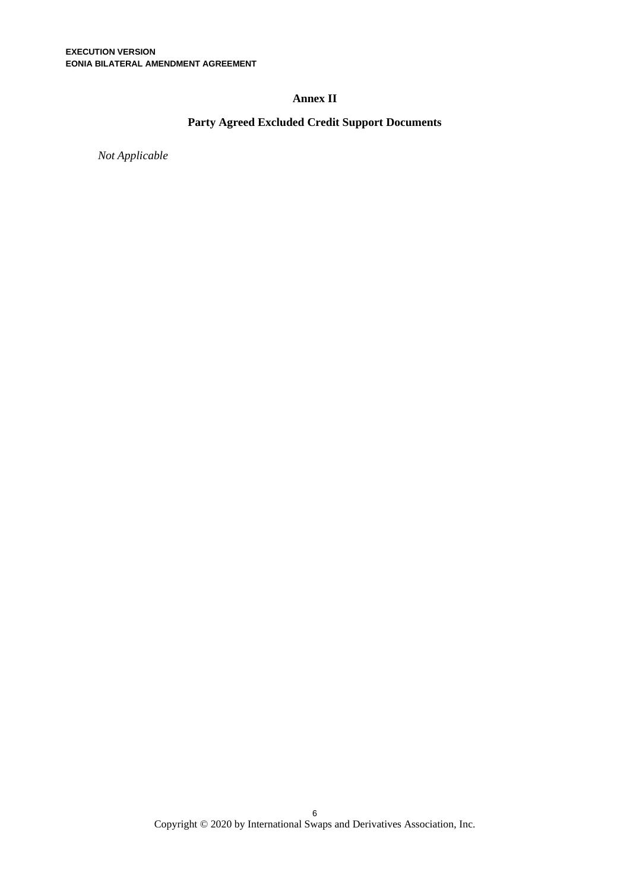# Annex II

## Party Agreed Excluded Credit Support Documents

*Not Applicable*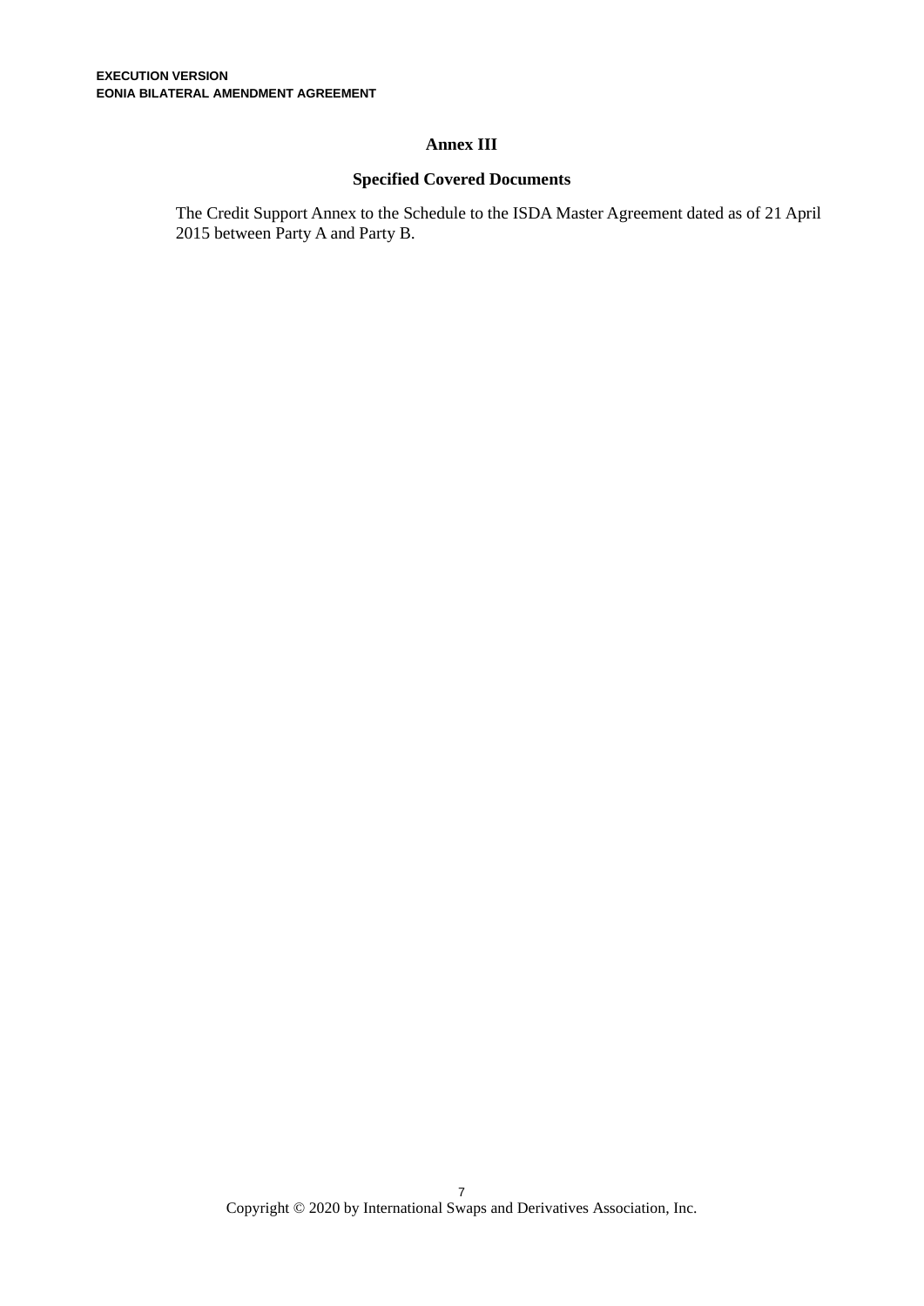## Annex III

### Specified Covered Documents

The Credit Support Annex to the Schedule to the ISDA Master Agreement dated as of 21 April 2015 between Party A and Party B.